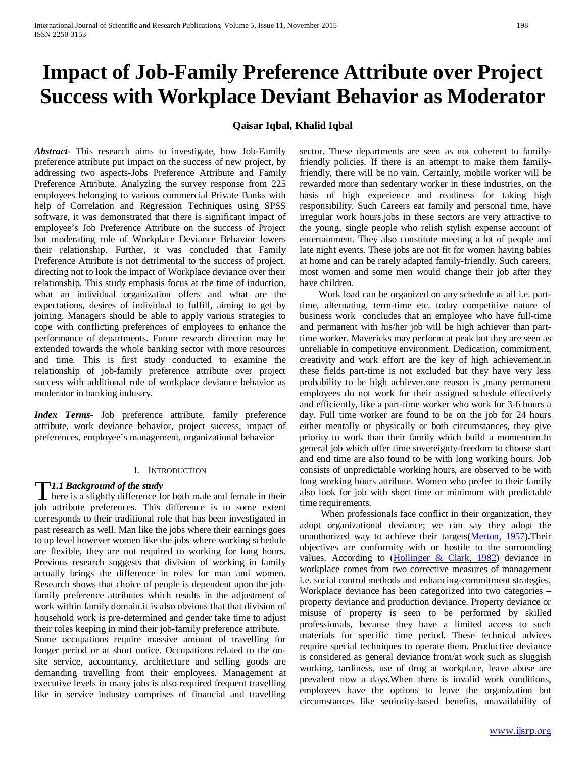// Document transcription
# Impact of Job-Family Preference Attribute over Project Success with Workplace Deviant Behavior as Moderator

**Qaisar Iqbal, Khalid Iqbal**

***Abstract***- This research aims to investigate, how Job-Family preference attribute put impact on the success of new project, by addressing two aspects-Jobs Preference Attribute and Family Preference Attribute. Analyzing the survey response from 225 employees belonging to various commercial Private Banks with help of Correlation and Regression Techniques using SPSS software, it was demonstrated that there is significant impact of employee's Job Preference Attribute on the success of Project but moderating role of Workplace Deviance Behavior lowers their relationship. Further, it was concluded that Family Preference Attribute is not detrimental to the success of project, directing not to look the impact of Workplace deviance over their relationship. This study emphasis focus at the time of induction, what an individual organization offers and what are the expectations, desires of individual to fulfill, aiming to get by joining. Managers should be able to apply various strategies to cope with conflicting preferences of employees to enhance the performance of departments. Future research direction may be extended towards the whole banking sector with more resources and time. This is first study conducted to examine the relationship of job-family preference attribute over project success with additional role of workplace deviance behavior as moderator in banking industry.

***Index Terms***- Job preference attribute, family preference attribute, work deviance behavior, project success, impact of preferences, employee's management, organizational behavior

## I. Introduction

### *1.1 Background of the study*

There is a slightly difference for both male and female in their job attribute preferences. This difference is to some extent corresponds to their traditional role that has been investigated in past research as well. Man like the jobs where their earnings goes to up level however women like the jobs where working schedule are flexible, they are not required to working for long hours. Previous research suggests that division of working in family actually brings the difference in roles for man and women. Research shows that choice of people is dependent upon the job-family preference attributes which results in the adjustment of work within family domain.it is also obvious that that division of household work is pre-determined and gender take time to adjust their roles keeping in mind their job-family preference attribute.

Some occupations require massive amount of travelling for longer period or at short notice. Occupations related to the on-site service, accountancy, architecture and selling goods are demanding travelling from their employees. Management at executive levels in many jobs is also required frequent travelling like in service industry comprises of financial and travelling sector. These departments are seen as not coherent to family-friendly policies. If there is an attempt to make them family-friendly, there will be no vain. Certainly, mobile worker will be rewarded more than sedentary worker in these industries, on the basis of high experience and readiness for taking high responsibility. Such Careers eat family and personal time, have irregular work hours.jobs in these sectors are very attractive to the young, single people who relish stylish expense account of entertainment. They also constitute meeting a lot of people and late night events. These jobs are not fit for women having babies at home and can be rarely adapted family-friendly. Such careers, most women and some men would change their job after they have children.

Work load can be organized on any schedule at all i.e. part-time, alternating, term-time etc. today competitive nature of business work concludes that an employee who have full-time and permanent with his/her job will be high achiever than part-time worker. Mavericks may perform at peak but they are seen as unreliable in competitive environment. Dedication, commitment, creativity and work effort are the key of high achievement.in these fields part-time is not excluded but they have very less probability to be high achiever.one reason is ,many permanent employees do not work for their assigned schedule effectively and efficiently, like a part-time worker who work for 3-6 hours a day. Full time worker are found to be on the job for 24 hours either mentally or physically or both circumstances, they give priority to work than their family which build a momentum.In general job which offer time sovereignty-freedom to choose start and end time are also found to be with long working hours. Job consists of unpredictable working hours, are observed to be with long working hours attribute. Women who prefer to their family also look for job with short time or minimum with predictable time requirements.

When professionals face conflict in their organization, they adopt organizational deviance; we can say they adopt the unauthorized way to achieve their targets(Merton, 1957)**.**Their objectives are conformity with or hostile to the surrounding values. According to (Hollinger & Clark, 1982) deviance in workplace comes from two corrective measures of management i.e. social control methods and enhancing-commitment strategies. Workplace deviance has been categorized into two categories – property deviance and production deviance. Property deviance or misuse of property is seen to be performed by skilled professionals, because they have a limited access to such materials for specific time period. These technical advices require special techniques to operate them. Productive deviance is considered as general deviance from/at work such as sluggish working, tardiness, use of drug at workplace, leave abuse are prevalent now a days.When there is invalid work conditions, employees have the options to leave the organization but circumstances like seniority-based benefits, unavailability of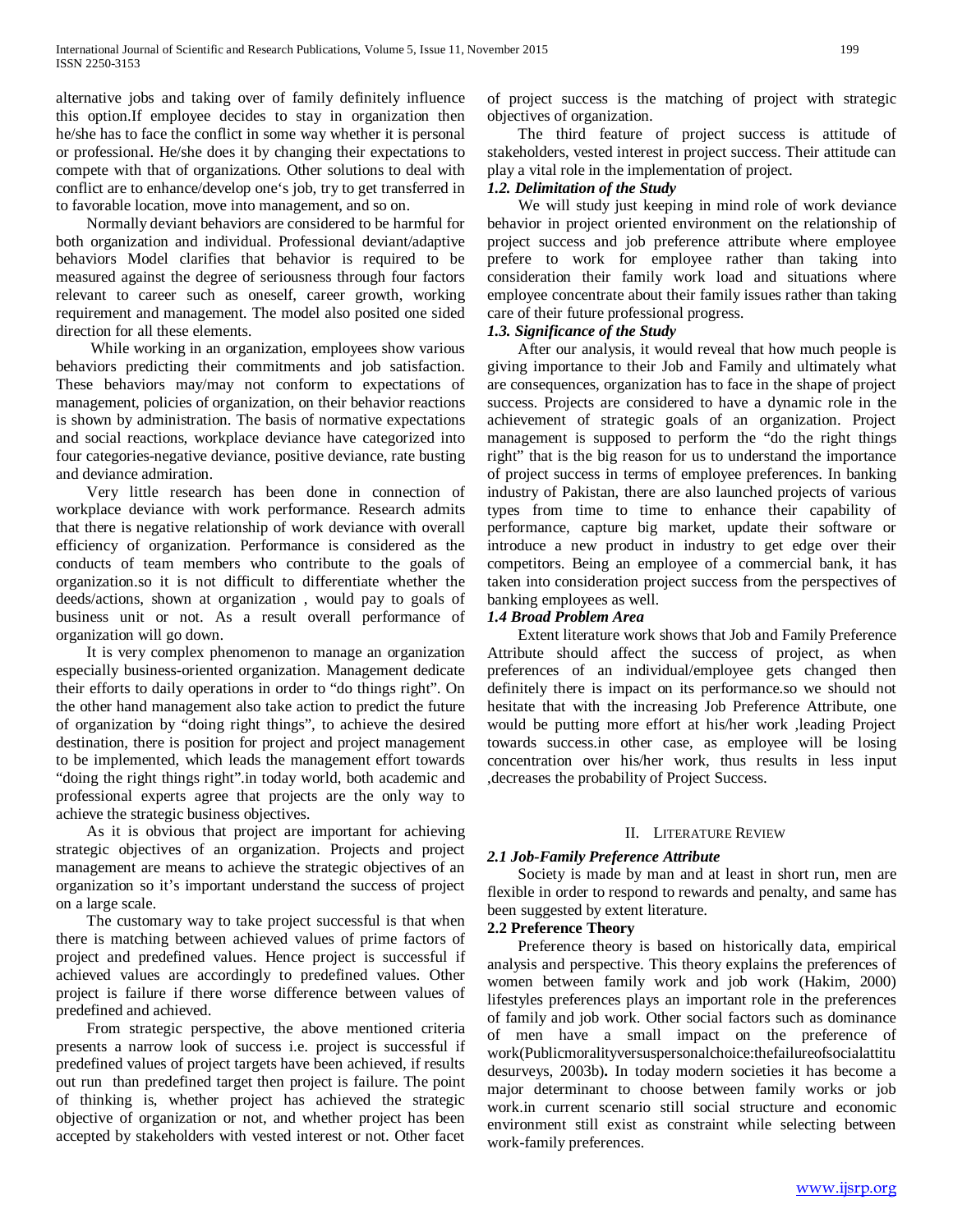alternative jobs and taking over of family definitely influence this option.If employee decides to stay in organization then he/she has to face the conflict in some way whether it is personal or professional. He/she does it by changing their expectations to compete with that of organizations. Other solutions to deal with conflict are to enhance/develop one's job, try to get transferred in to favorable location, move into management, and so on.

Normally deviant behaviors are considered to be harmful for both organization and individual. Professional deviant/adaptive behaviors Model clarifies that behavior is required to be measured against the degree of seriousness through four factors relevant to career such as oneself, career growth, working requirement and management. The model also posited one sided direction for all these elements.

While working in an organization, employees show various behaviors predicting their commitments and job satisfaction. These behaviors may/may not conform to expectations of management, policies of organization, on their behavior reactions is shown by administration. The basis of normative expectations and social reactions, workplace deviance have categorized into four categories-negative deviance, positive deviance, rate busting and deviance admiration.

Very little research has been done in connection of workplace deviance with work performance. Research admits that there is negative relationship of work deviance with overall efficiency of organization. Performance is considered as the conducts of team members who contribute to the goals of organization.so it is not difficult to differentiate whether the deeds/actions, shown at organization , would pay to goals of business unit or not. As a result overall performance of organization will go down.

It is very complex phenomenon to manage an organization especially business-oriented organization. Management dedicate their efforts to daily operations in order to "do things right". On the other hand management also take action to predict the future of organization by "doing right things", to achieve the desired destination, there is position for project and project management to be implemented, which leads the management effort towards "doing the right things right".in today world, both academic and professional experts agree that projects are the only way to achieve the strategic business objectives.

As it is obvious that project are important for achieving strategic objectives of an organization. Projects and project management are means to achieve the strategic objectives of an organization so it's important understand the success of project on a large scale.

The customary way to take project successful is that when there is matching between achieved values of prime factors of project and predefined values. Hence project is successful if achieved values are accordingly to predefined values. Other project is failure if there worse difference between values of predefined and achieved.

From strategic perspective, the above mentioned criteria presents a narrow look of success i.e. project is successful if predefined values of project targets have been achieved, if results out run than predefined target then project is failure. The point of thinking is, whether project has achieved the strategic objective of organization or not, and whether project has been accepted by stakeholders with vested interest or not. Other facet of project success is the matching of project with strategic objectives of organization.

The third feature of project success is attitude of stakeholders, vested interest in project success. Their attitude can play a vital role in the implementation of project.

### *1.2. Delimitation of the Study*

We will study just keeping in mind role of work deviance behavior in project oriented environment on the relationship of project success and job preference attribute where employee prefere to work for employee rather than taking into consideration their family work load and situations where employee concentrate about their family issues rather than taking care of their future professional progress.

### *1.3. Significance of the Study*

After our analysis, it would reveal that how much people is giving importance to their Job and Family and ultimately what are consequences, organization has to face in the shape of project success. Projects are considered to have a dynamic role in the achievement of strategic goals of an organization. Project management is supposed to perform the "do the right things right" that is the big reason for us to understand the importance of project success in terms of employee preferences. In banking industry of Pakistan, there are also launched projects of various types from time to time to enhance their capability of performance, capture big market, update their software or introduce a new product in industry to get edge over their competitors. Being an employee of a commercial bank, it has taken into consideration project success from the perspectives of banking employees as well.

### *1.4 Broad Problem Area*

Extent literature work shows that Job and Family Preference Attribute should affect the success of project, as when preferences of an individual/employee gets changed then definitely there is impact on its performance.so we should not hesitate that with the increasing Job Preference Attribute, one would be putting more effort at his/her work ,leading Project towards success.in other case, as employee will be losing concentration over his/her work, thus results in less input ,decreases the probability of Project Success.

## II. Literature Review

### *2.1 Job-Family Preference Attribute*

Society is made by man and at least in short run, men are flexible in order to respond to rewards and penalty, and same has been suggested by extent literature.

### **2.2 Preference Theory**

Preference theory is based on historically data, empirical analysis and perspective. This theory explains the preferences of women between family work and job work (Hakim, 2000) lifestyles preferences plays an important role in the preferences of family and job work. Other social factors such as dominance of men have a small impact on the preference of work(Publicmoralityversuspersonalchoice:thefailureofsocialattitudesurveys, 2003b). In today modern societies it has become a major determinant to choose between family works or job work.in current scenario still social structure and economic environment still exist as constraint while selecting between work-family preferences.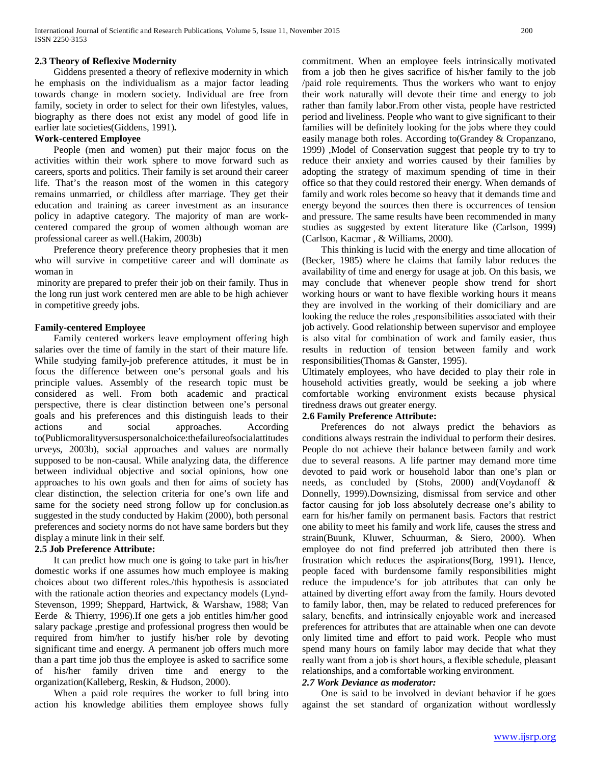### 2.3 Theory of Reflexive Modernity

Giddens presented a theory of reflexive modernity in which he emphasis on the individualism as a major factor leading towards change in modern society. Individual are free from family, society in order to select for their own lifestyles, values, biography as there does not exist any model of good life in earlier late societies(Giddens, 1991).

**Work-centered Employee**

People (men and women) put their major focus on the activities within their work sphere to move forward such as careers, sports and politics. Their family is set around their career life. That's the reason most of the women in this category remains unmarried, or childless after marriage. They get their education and training as career investment as an insurance policy in adaptive category. The majority of man are work-centered compared the group of women although woman are professional career as well.(Hakim, 2003b)

Preference theory preference theory prophesies that it men who will survive in competitive career and will dominate as woman in

minority are prepared to prefer their job on their family. Thus in the long run just work centered men are able to be high achiever in competitive greedy jobs.

**Family-centered Employee**

Family centered workers leave employment offering high salaries over the time of family in the start of their mature life. While studying family-job preference attitudes, it must be in focus the difference between one's personal goals and his principle values. Assembly of the research topic must be considered as well. From both academic and practical perspective, there is clear distinction between one's personal goals and his preferences and this distinguish leads to their actions and social approaches. According to(Publicmoralityversuspersonalchoice:thefailureofsocialattitudesurveys, 2003b), social approaches and values are normally supposed to be non-causal. While analyzing data, the difference between individual objective and social opinions, how one approaches to his own goals and then for aims of society has clear distinction, the selection criteria for one's own life and same for the society need strong follow up for conclusion.as suggested in the study conducted by Hakim (2000), both personal preferences and society norms do not have same borders but they display a minute link in their self.

### 2.5 Job Preference Attribute:

It can predict how much one is going to take part in his/her domestic works if one assumes how much employee is making choices about two different roles./this hypothesis is associated with the rationale action theories and expectancy models (Lynd-Stevenson, 1999; Sheppard, Hartwick, & Warshaw, 1988; Van Eerde & Thierry, 1996).If one gets a job entitles him/her good salary package ,prestige and professional progress then would be required from him/her to justify his/her role by devoting significant time and energy. A permanent job offers much more than a part time job thus the employee is asked to sacrifice some of his/her family driven time and energy to the organization(Kalleberg, Reskin, & Hudson, 2000).

When a paid role requires the worker to full bring into action his knowledge abilities them employee shows fully commitment. When an employee feels intrinsically motivated from a job then he gives sacrifice of his/her family to the job /paid role requirements. Thus the workers who want to enjoy their work naturally will devote their time and energy to job rather than family labor.From other vista, people have restricted period and liveliness. People who want to give significant to their families will be definitely looking for the jobs where they could easily manage both roles. According to(Grandey & Cropanzano, 1999) ,Model of Conservation suggest that people try to try to reduce their anxiety and worries caused by their families by adopting the strategy of maximum spending of time in their office so that they could restored their energy. When demands of family and work roles become so heavy that it demands time and energy beyond the sources then there is occurrences of tension and pressure. The same results have been recommended in many studies as suggested by extent literature like (Carlson, 1999) (Carlson, Kacmar , & Williams, 2000).

This thinking is lucid with the energy and time allocation of (Becker, 1985) where he claims that family labor reduces the availability of time and energy for usage at job. On this basis, we may conclude that whenever people show trend for short working hours or want to have flexible working hours it means they are involved in the working of their domiciliary and are looking the reduce the roles ,responsibilities associated with their job actively. Good relationship between supervisor and employee is also vital for combination of work and family easier, thus results in reduction of tension between family and work responsibilities(Thomas & Ganster, 1995).

Ultimately employees, who have decided to play their role in household activities greatly, would be seeking a job where comfortable working environment exists because physical tiredness draws out greater energy.

### 2.6 Family Preference Attribute:

Preferences do not always predict the behaviors as conditions always restrain the individual to perform their desires. People do not achieve their balance between family and work due to several reasons. A life partner may demand more time devoted to paid work or household labor than one's plan or needs, as concluded by (Stohs, 2000) and(Voydanoff & Donnelly, 1999).Downsizing, dismissal from service and other factor causing for job loss absolutely decrease one's ability to earn for his/her family on permanent basis. Factors that restrict one ability to meet his family and work life, causes the stress and strain(Buunk, Kluwer, Schuurman, & Siero, 2000). When employee do not find preferred job attributed then there is frustration which reduces the aspirations(Borg, 1991). Hence, people faced with burdensome family responsibilities might reduce the impudence's for job attributes that can only be attained by diverting effort away from the family. Hours devoted to family labor, then, may be related to reduced preferences for salary, benefits, and intrinsically enjoyable work and increased preferences for attributes that are attainable when one can devote only limited time and effort to paid work. People who must spend many hours on family labor may decide that what they really want from a job is short hours, a flexible schedule, pleasant relationships, and a comfortable working environment.

### *2.7 Work Deviance as moderator:*

One is said to be involved in deviant behavior if he goes against the set standard of organization without wordlessly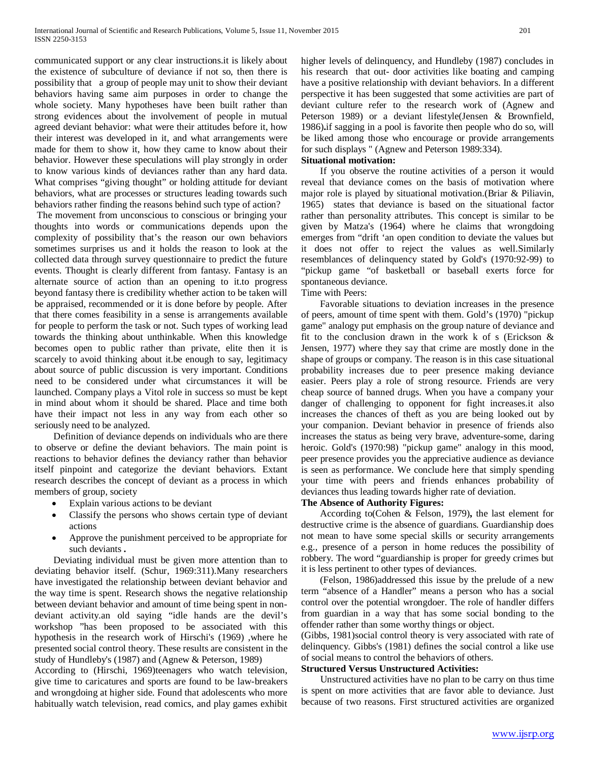communicated support or any clear instructions.it is likely about the existence of subculture of deviance if not so, then there is possibility that a group of people may unit to show their deviant behaviors having same aim purposes in order to change the whole society. Many hypotheses have been built rather than strong evidences about the involvement of people in mutual agreed deviant behavior: what were their attitudes before it, how their interest was developed in it, and what arrangements were made for them to show it, how they came to know about their behavior. However these speculations will play strongly in order to know various kinds of deviances rather than any hard data. What comprises "giving thought" or holding attitude for deviant behaviors, what are processes or structures leading towards such behaviors rather finding the reasons behind such type of action?

The movement from unconscious to conscious or bringing your thoughts into words or communications depends upon the complexity of possibility that's the reason our own behaviors sometimes surprises us and it holds the reason to look at the collected data through survey questionnaire to predict the future events. Thought is clearly different from fantasy. Fantasy is an alternate source of action than an opening to it.to progress beyond fantasy there is credibility whether action to be taken will be appraised, recommended or it is done before by people. After that there comes feasibility in a sense is arrangements available for people to perform the task or not. Such types of working lead towards the thinking about unthinkable. When this knowledge becomes open to public rather than private, elite then it is scarcely to avoid thinking about it.be enough to say, legitimacy about source of public discussion is very important. Conditions need to be considered under what circumstances it will be launched. Company plays a Vitol role in success so must be kept in mind about whom it should be shared. Place and time both have their impact not less in any way from each other so seriously need to be analyzed.

Definition of deviance depends on individuals who are there to observe or define the deviant behaviors. The main point is reactions to behavior defines the deviancy rather than behavior itself pinpoint and categorize the deviant behaviors. Extant research describes the concept of deviant as a process in which members of group, society

- Explain various actions to be deviant
- Classify the persons who shows certain type of deviant actions
- Approve the punishment perceived to be appropriate for such deviants **.**

Deviating individual must be given more attention than to deviating behavior itself. (Schur, 1969:311).Many researchers have investigated the relationship between deviant behavior and the way time is spent. Research shows the negative relationship between deviant behavior and amount of time being spent in non-deviant activity.an old saying "idle hands are the devil's workshop "has been proposed to be associated with this hypothesis in the research work of Hirschi's (1969) ,where he presented social control theory. These results are consistent in the study of Hundleby's (1987) and (Agnew & Peterson, 1989)

According to (Hirschi, 1969)teenagers who watch television, give time to caricatures and sports are found to be law-breakers and wrongdoing at higher side. Found that adolescents who more habitually watch television, read comics, and play games exhibit higher levels of delinquency, and Hundleby (1987) concludes in his research that out- door activities like boating and camping have a positive relationship with deviant behaviors. In a different perspective it has been suggested that some activities are part of deviant culture refer to the research work of (Agnew and Peterson 1989) or a deviant lifestyle(Jensen & Brownfield, 1986)**.**if sagging in a pool is favorite then people who do so, will be liked among those who encourage or provide arrangements for such displays " (Agnew and Peterson 1989:334).

**Situational motivation:**

If you observe the routine activities of a person it would reveal that deviance comes on the basis of motivation where major role is played by situational motivation.(Briar & Piliavin, 1965) states that deviance is based on the situational factor rather than personality attributes. This concept is similar to be given by Matza's (1964) where he claims that wrongdoing emerges from "drift 'an open condition to deviate the values but it does not offer to reject the values as well.Similarly resemblances of delinquency stated by Gold's (1970:92-99) to "pickup game "of basketball or baseball exerts force for spontaneous deviance.

Time with Peers:

Favorable situations to deviation increases in the presence of peers, amount of time spent with them. Gold's (1970) "pickup game" analogy put emphasis on the group nature of deviance and fit to the conclusion drawn in the work k of s (Erickson & Jensen, 1977) where they say that crime are mostly done in the shape of groups or company. The reason is in this case situational probability increases due to peer presence making deviance easier. Peers play a role of strong resource. Friends are very cheap source of banned drugs. When you have a company your danger of challenging to opponent for fight increases.it also increases the chances of theft as you are being looked out by your companion. Deviant behavior in presence of friends also increases the status as being very brave, adventure-some, daring heroic. Gold's (1970:98) "pickup game" analogy in this mood, peer presence provides you the appreciative audience as deviance is seen as performance. We conclude here that simply spending your time with peers and friends enhances probability of deviances thus leading towards higher rate of deviation.

**The Absence of Authority Figures:**

According to(Cohen & Felson, 1979)**,** the last element for destructive crime is the absence of guardians. Guardianship does not mean to have some special skills or security arrangements e.g., presence of a person in home reduces the possibility of robbery. The word "guardianship is proper for greedy crimes but it is less pertinent to other types of deviances.

(Felson, 1986)addressed this issue by the prelude of a new term "absence of a Handler" means a person who has a social control over the potential wrongdoer. The role of handler differs from guardian in a way that has some social bonding to the offender rather than some worthy things or object.

(Gibbs, 1981)social control theory is very associated with rate of delinquency. Gibbs's (1981) defines the social control a like use of social means to control the behaviors of others.

**Structured Versus Unstructured Activities:**

Unstructured activities have no plan to be carry on thus time is spent on more activities that are favor able to deviance. Just because of two reasons. First structured activities are organized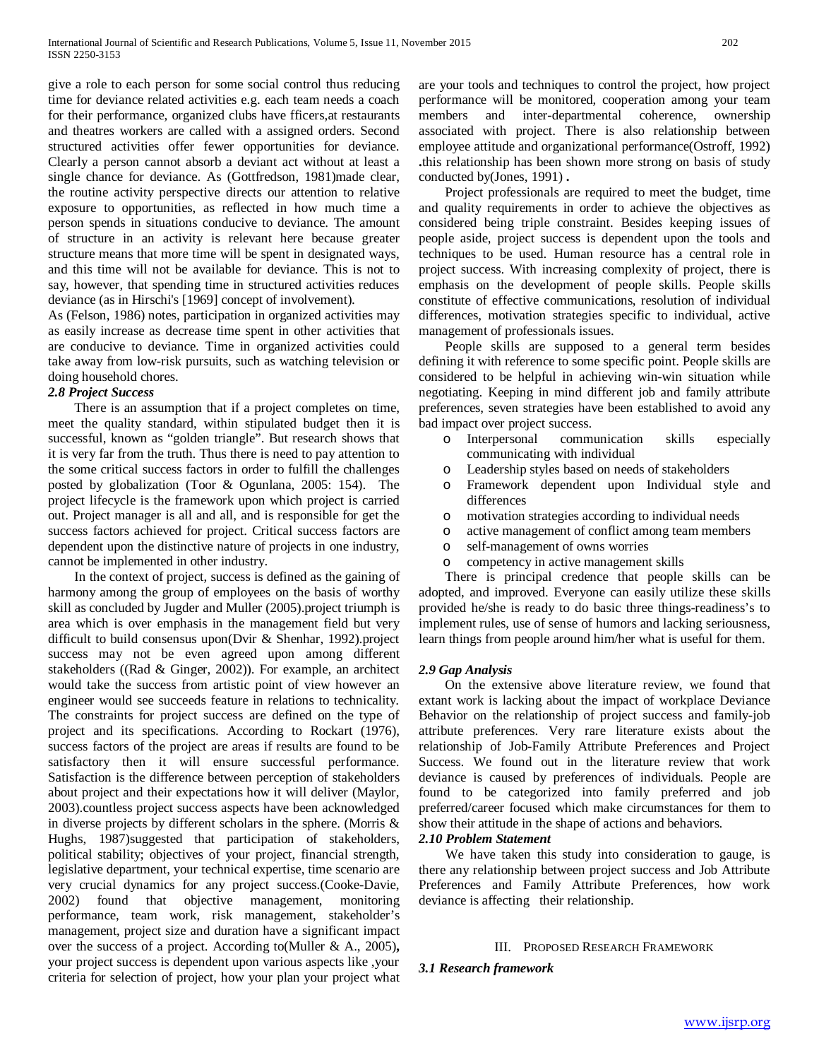give a role to each person for some social control thus reducing time for deviance related activities e.g. each team needs a coach for their performance, organized clubs have fficers,at restaurants and theatres workers are called with a assigned orders. Second structured activities offer fewer opportunities for deviance. Clearly a person cannot absorb a deviant act without at least a single chance for deviance. As (Gottfredson, 1981)made clear, the routine activity perspective directs our attention to relative exposure to opportunities, as reflected in how much time a person spends in situations conducive to deviance. The amount of structure in an activity is relevant here because greater structure means that more time will be spent in designated ways, and this time will not be available for deviance. This is not to say, however, that spending time in structured activities reduces deviance (as in Hirschi's [1969] concept of involvement).

As (Felson, 1986) notes, participation in organized activities may as easily increase as decrease time spent in other activities that are conducive to deviance. Time in organized activities could take away from low-risk pursuits, such as watching television or doing household chores.

### *2.8 Project Success*

There is an assumption that if a project completes on time, meet the quality standard, within stipulated budget then it is successful, known as "golden triangle". But research shows that it is very far from the truth. Thus there is need to pay attention to the some critical success factors in order to fulfill the challenges posted by globalization (Toor & Ogunlana, 2005: 154). The project lifecycle is the framework upon which project is carried out. Project manager is all and all, and is responsible for get the success factors achieved for project. Critical success factors are dependent upon the distinctive nature of projects in one industry, cannot be implemented in other industry.

In the context of project, success is defined as the gaining of harmony among the group of employees on the basis of worthy skill as concluded by Jugder and Muller (2005).project triumph is area which is over emphasis in the management field but very difficult to build consensus upon(Dvir & Shenhar, 1992).project success may not be even agreed upon among different stakeholders ((Rad & Ginger, 2002)). For example, an architect would take the success from artistic point of view however an engineer would see succeeds feature in relations to technicality. The constraints for project success are defined on the type of project and its specifications. According to Rockart (1976), success factors of the project are areas if results are found to be satisfactory then it will ensure successful performance. Satisfaction is the difference between perception of stakeholders about project and their expectations how it will deliver (Maylor, 2003).countless project success aspects have been acknowledged in diverse projects by different scholars in the sphere. (Morris & Hughs, 1987)suggested that participation of stakeholders, political stability; objectives of your project, financial strength, legislative department, your technical expertise, time scenario are very crucial dynamics for any project success.(Cooke-Davie, 2002) found that objective management, monitoring performance, team work, risk management, stakeholder's management, project size and duration have a significant impact over the success of a project. According to(Muller & A., 2005)**,** your project success is dependent upon various aspects like ,your criteria for selection of project, how your plan your project what are your tools and techniques to control the project, how project performance will be monitored, cooperation among your team members and inter-departmental coherence, ownership associated with project. There is also relationship between employee attitude and organizational performance(Ostroff, 1992) **.**this relationship has been shown more strong on basis of study conducted by(Jones, 1991) **.**

Project professionals are required to meet the budget, time and quality requirements in order to achieve the objectives as considered being triple constraint. Besides keeping issues of people aside, project success is dependent upon the tools and techniques to be used. Human resource has a central role in project success. With increasing complexity of project, there is emphasis on the development of people skills. People skills constitute of effective communications, resolution of individual differences, motivation strategies specific to individual, active management of professionals issues.

People skills are supposed to a general term besides defining it with reference to some specific point. People skills are considered to be helpful in achieving win-win situation while negotiating. Keeping in mind different job and family attribute preferences, seven strategies have been established to avoid any bad impact over project success.

- Interpersonal communication skills especially communicating with individual
- Leadership styles based on needs of stakeholders
- Framework dependent upon Individual style and differences
- motivation strategies according to individual needs
- active management of conflict among team members
- self-management of owns worries
- competency in active management skills

There is principal credence that people skills can be adopted, and improved. Everyone can easily utilize these skills provided he/she is ready to do basic three things-readiness's to implement rules, use of sense of humors and lacking seriousness, learn things from people around him/her what is useful for them.

### *2.9 Gap Analysis*

On the extensive above literature review, we found that extant work is lacking about the impact of workplace Deviance Behavior on the relationship of project success and family-job attribute preferences. Very rare literature exists about the relationship of Job-Family Attribute Preferences and Project Success. We found out in the literature review that work deviance is caused by preferences of individuals. People are found to be categorized into family preferred and job preferred/career focused which make circumstances for them to show their attitude in the shape of actions and behaviors.

### *2.10 Problem Statement*

We have taken this study into consideration to gauge, is there any relationship between project success and Job Attribute Preferences and Family Attribute Preferences, how work deviance is affecting their relationship.

## III. Proposed Research Framework

### *3.1 Research framework*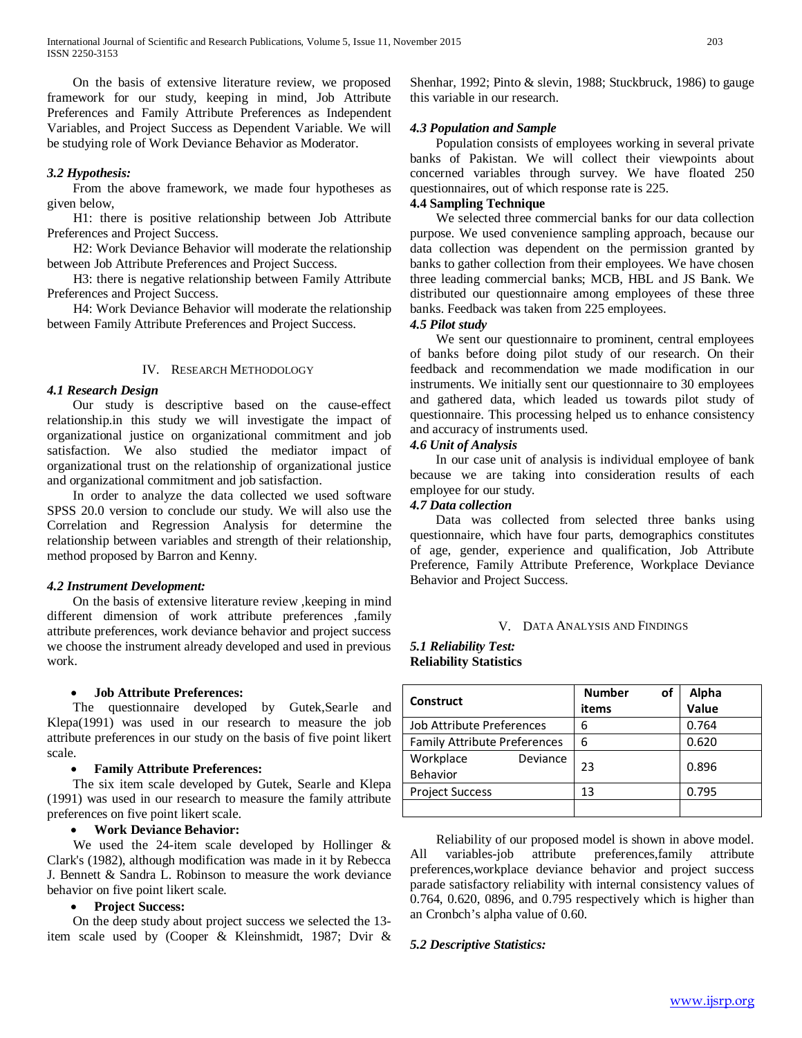On the basis of extensive literature review, we proposed framework for our study, keeping in mind, Job Attribute Preferences and Family Attribute Preferences as Independent Variables, and Project Success as Dependent Variable. We will be studying role of Work Deviance Behavior as Moderator.

### *3.2 Hypothesis:*

From the above framework, we made four hypotheses as given below,

H1: there is positive relationship between Job Attribute Preferences and Project Success.

H2: Work Deviance Behavior will moderate the relationship between Job Attribute Preferences and Project Success.

H3: there is negative relationship between Family Attribute Preferences and Project Success.

H4: Work Deviance Behavior will moderate the relationship between Family Attribute Preferences and Project Success.

## IV. Research Methodology

### *4.1 Research Design*

Our study is descriptive based on the cause-effect relationship.in this study we will investigate the impact of organizational justice on organizational commitment and job satisfaction. We also studied the mediator impact of organizational trust on the relationship of organizational justice and organizational commitment and job satisfaction.

In order to analyze the data collected we used software SPSS 20.0 version to conclude our study. We will also use the Correlation and Regression Analysis for determine the relationship between variables and strength of their relationship, method proposed by Barron and Kenny.

### *4.2 Instrument Development:*

On the basis of extensive literature review ,keeping in mind different dimension of work attribute preferences ,family attribute preferences, work deviance behavior and project success we choose the instrument already developed and used in previous work.

- **Job Attribute Preferences:**

The questionnaire developed by Gutek,Searle and Klepa(1991) was used in our research to measure the job attribute preferences in our study on the basis of five point likert scale.

- **Family Attribute Preferences:**

The six item scale developed by Gutek, Searle and Klepa (1991) was used in our research to measure the family attribute preferences on five point likert scale.

- **Work Deviance Behavior:**

We used the 24-item scale developed by Hollinger & Clark's (1982), although modification was made in it by Rebecca J. Bennett & Sandra L. Robinson to measure the work deviance behavior on five point likert scale.

- **Project Success:**

On the deep study about project success we selected the 13-item scale used by (Cooper & Kleinshmidt, 1987; Dvir & Shenhar, 1992; Pinto & slevin, 1988; Stuckbruck, 1986) to gauge this variable in our research.

### *4.3 Population and Sample*

Population consists of employees working in several private banks of Pakistan. We will collect their viewpoints about concerned variables through survey. We have floated 250 questionnaires, out of which response rate is 225.

### 4.4 Sampling Technique

We selected three commercial banks for our data collection purpose. We used convenience sampling approach, because our data collection was dependent on the permission granted by banks to gather collection from their employees. We have chosen three leading commercial banks; MCB, HBL and JS Bank. We distributed our questionnaire among employees of these three banks. Feedback was taken from 225 employees.

### *4.5 Pilot study*

We sent our questionnaire to prominent, central employees of banks before doing pilot study of our research. On their feedback and recommendation we made modification in our instruments. We initially sent our questionnaire to 30 employees and gathered data, which leaded us towards pilot study of questionnaire. This processing helped us to enhance consistency and accuracy of instruments used.

### *4.6 Unit of Analysis*

In our case unit of analysis is individual employee of bank because we are taking into consideration results of each employee for our study.

### *4.7 Data collection*

Data was collected from selected three banks using questionnaire, which have four parts, demographics constitutes of age, gender, experience and qualification, Job Attribute Preference, Family Attribute Preference, Workplace Deviance Behavior and Project Success.

## V. Data Analysis and Findings

### *5.1 Reliability Test:*

**Reliability Statistics**

| Construct | Number of items | Alpha Value |
|---|---|---|
| Job Attribute Preferences | 6 | 0.764 |
| Family Attribute Preferences | 6 | 0.620 |
| Workplace Deviance Behavior | 23 | 0.896 |
| Project Success | 13 | 0.795 |
| | | |

Reliability of our proposed model is shown in above model. All variables-job attribute preferences,family attribute preferences,workplace deviance behavior and project success parade satisfactory reliability with internal consistency values of 0.764, 0.620, 0896, and 0.795 respectively which is higher than an Cronbch's alpha value of 0.60.

### *5.2 Descriptive Statistics:*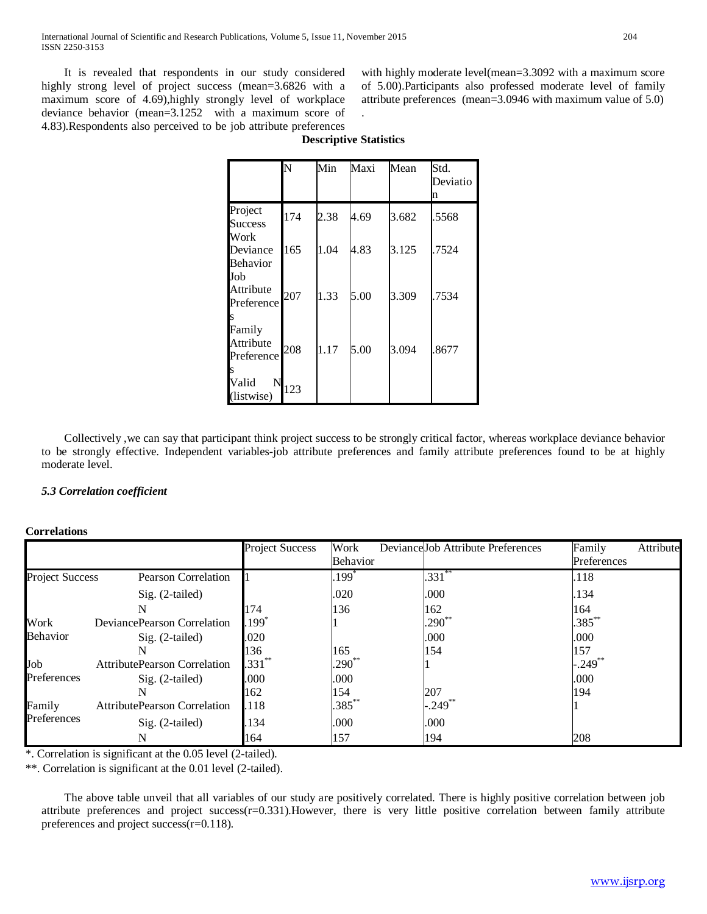It is revealed that respondents in our study considered highly strong level of project success (mean=3.6826 with a maximum score of 4.69),highly strongly level of workplace deviance behavior (mean=3.1252 with a maximum score of 4.83).Respondents also perceived to be job attribute preferences with highly moderate level(mean=3.3092 with a maximum score of 5.00).Participants also professed moderate level of family attribute preferences (mean=3.0946 with maximum value of 5.0) .

**Descriptive Statistics**

| | N | Min | Maxi | Mean | Std. Deviation |
|---|---|---|---|---|---|
| Project Success | 174 | 2.38 | 4.69 | 3.682 | .5568 |
| Work Deviance Behavior | 165 | 1.04 | 4.83 | 3.125 | .7524 |
| Job Attribute Preferences | 207 | 1.33 | 5.00 | 3.309 | .7534 |
| Family Attribute Preferences | 208 | 1.17 | 5.00 | 3.094 | .8677 |
| Valid N (listwise) | 123 | | | | |

Collectively ,we can say that participant think project success to be strongly critical factor, whereas workplace deviance behavior to be strongly effective. Independent variables-job attribute preferences and family attribute preferences found to be at highly moderate level.

### *5.3 Correlation coefficient*

**Correlations**

| | | Project Success | Work Deviance Behavior | Job Attribute Preferences | Family Attribute Preferences |
|---|---|---|---|---|---|
| Project Success | Pearson Correlation | 1 | .199* | .331** | .118 |
| | Sig. (2-tailed) | | .020 | .000 | .134 |
| | N | 174 | 136 | 162 | 164 |
| Work Deviance Behavior | Pearson Correlation | .199* | 1 | .290** | .385** |
| | Sig. (2-tailed) | .020 | | .000 | .000 |
| | N | 136 | 165 | 154 | 157 |
| Job Attribute Preferences | Pearson Correlation | .331** | .290** | 1 | -.249** |
| | Sig. (2-tailed) | .000 | .000 | | .000 |
| | N | 162 | 154 | 207 | 194 |
| Family Attribute Preferences | Pearson Correlation | .118 | .385** | -.249** | 1 |
| | Sig. (2-tailed) | .134 | .000 | .000 | |
| | N | 164 | 157 | 194 | 208 |

*. Correlation is significant at the 0.05 level (2-tailed).

**. Correlation is significant at the 0.01 level (2-tailed).

The above table unveil that all variables of our study are positively correlated. There is highly positive correlation between job attribute preferences and project success(r=0.331).However, there is very little positive correlation between family attribute preferences and project success(r=0.118).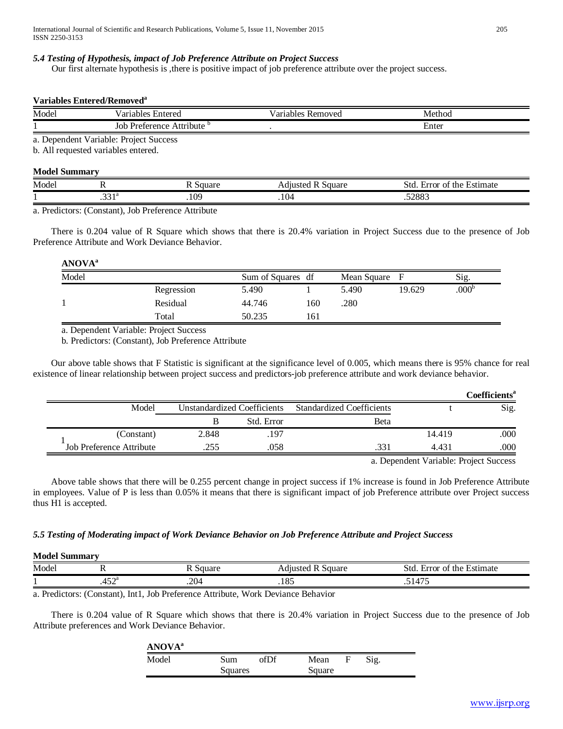### *5.4 Testing of Hypothesis, impact of Job Preference Attribute on Project Success*

Our first alternate hypothesis is ,there is positive impact of job preference attribute over the project success.

**Variables Entered/Removed[a]**

| Model | Variables Entered | Variables Removed | Method |
|---|---|---|---|
| 1 | Job Preference Attribute [b] | . | Enter |

a. Dependent Variable: Project Success

b. All requested variables entered.

**Model Summary**

| Model | R | R Square | Adjusted R Square | Std. Error of the Estimate |
|---|---|---|---|---|
| 1 | .331[a] | .109 | .104 | .52883 |

a. Predictors: (Constant), Job Preference Attribute

There is 0.204 value of R Square which shows that there is 20.4% variation in Project Success due to the presence of Job Preference Attribute and Work Deviance Behavior.

**ANOVA[a]**

| Model | | Sum of Squares | df | Mean Square | F | Sig. |
|---|---|---|---|---|---|---|
| 1 | Regression | 5.490 | 1 | 5.490 | 19.629 | .000[b] |
| | Residual | 44.746 | 160 | .280 | | |
| | Total | 50.235 | 161 | | | |

a. Dependent Variable: Project Success

b. Predictors: (Constant), Job Preference Attribute

Our above table shows that F Statistic is significant at the significance level of 0.005, which means there is 95% chance for real existence of linear relationship between project success and predictors-job preference attribute and work deviance behavior.

**Coefficients[a]**

| Model | | Unstandardized Coefficients | | Standardized Coefficients | t | Sig. |
|---|---|---|---|---|---|---|
| | | B | Std. Error | Beta | | |
| 1 | (Constant) | 2.848 | .197 | | 14.419 | .000 |
| | Job Preference Attribute | .255 | .058 | .331 | 4.431 | .000 |

a. Dependent Variable: Project Success

Above table shows that there will be 0.255 percent change in project success if 1% increase is found in Job Preference Attribute in employees. Value of P is less than 0.05% it means that there is significant impact of job Preference attribute over Project success thus H1 is accepted.

### *5.5 Testing of Moderating impact of Work Deviance Behavior on Job Preference Attribute and Project Success*

**Model Summary**

| Model | R | R Square | Adjusted R Square | Std. Error of the Estimate |
|---|---|---|---|---|
| 1 | .452[a] | .204 | .185 | .51475 |

a. Predictors: (Constant), Int1, Job Preference Attribute, Work Deviance Behavior

There is 0.204 value of R Square which shows that there is 20.4% variation in Project Success due to the presence of Job Attribute preferences and Work Deviance Behavior.

**ANOVA[a]**

| Model | Sum Squares | ofDf | Mean Square | F | Sig. |
|---|---|---|---|---|---|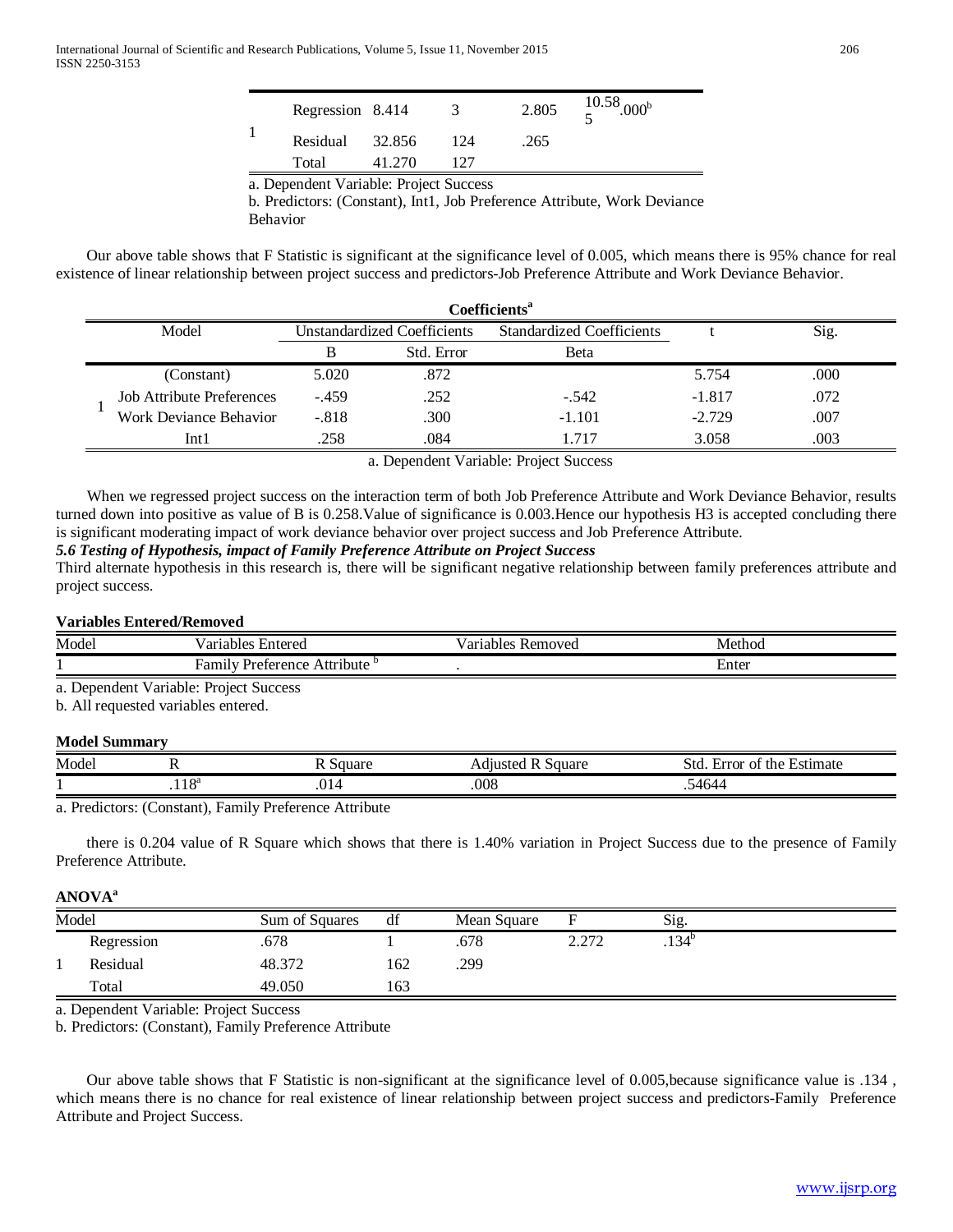| Model | | Sum of Squares | df | Mean Square | F | Sig. |
|---|---|---|---|---|---|---|
| 1 | Regression | 8.414 | 3 | 2.805 | 10.585 | .000[b] |
| | Residual | 32.856 | 124 | .265 | | |
| | Total | 41.270 | 127 | | | |

a. Dependent Variable: Project Success

b. Predictors: (Constant), Int1, Job Preference Attribute, Work Deviance Behavior

Our above table shows that F Statistic is significant at the significance level of 0.005, which means there is 95% chance for real existence of linear relationship between project success and predictors-Job Preference Attribute and Work Deviance Behavior.

**Coefficients[a]**

| Model | | Unstandardized Coefficients | | Standardized Coefficients | t | Sig. |
|---|---|---|---|---|---|---|
| | | B | Std. Error | Beta | | |
| 1 | (Constant) | 5.020 | .872 | | 5.754 | .000 |
| | Job Attribute Preferences | -.459 | .252 | -.542 | -1.817 | .072 |
| | Work Deviance Behavior | -.818 | .300 | -1.101 | -2.729 | .007 |
| | Int1 | .258 | .084 | 1.717 | 3.058 | .003 |

a. Dependent Variable: Project Success

When we regressed project success on the interaction term of both Job Preference Attribute and Work Deviance Behavior, results turned down into positive as value of B is 0.258.Value of significance is 0.003.Hence our hypothesis H3 is accepted concluding there is significant moderating impact of work deviance behavior over project success and Job Preference Attribute.

***5.6 Testing of Hypothesis, impact of Family Preference Attribute on Project Success***

Third alternate hypothesis in this research is, there will be significant negative relationship between family preferences attribute and project success.

**Variables Entered/Removed**

| Model | Variables Entered | Variables Removed | Method |
|---|---|---|---|
| 1 | Family Preference Attribute[b] | . | Enter |

a. Dependent Variable: Project Success

b. All requested variables entered.

**Model Summary**

| Model | R | R Square | Adjusted R Square | Std. Error of the Estimate |
|---|---|---|---|---|
| 1 | .118[a] | .014 | .008 | .54644 |

a. Predictors: (Constant), Family Preference Attribute

there is 0.204 value of R Square which shows that there is 1.40% variation in Project Success due to the presence of Family Preference Attribute.

**ANOVA[a]**

| Model | | Sum of Squares | df | Mean Square | F | Sig. |
|---|---|---|---|---|---|---|
| 1 | Regression | .678 | 1 | .678 | 2.272 | .134[b] |
| | Residual | 48.372 | 162 | .299 | | |
| | Total | 49.050 | 163 | | | |

a. Dependent Variable: Project Success

b. Predictors: (Constant), Family Preference Attribute

Our above table shows that F Statistic is non-significant at the significance level of 0.005,because significance value is .134 , which means there is no chance for real existence of linear relationship between project success and predictors-Family Preference Attribute and Project Success.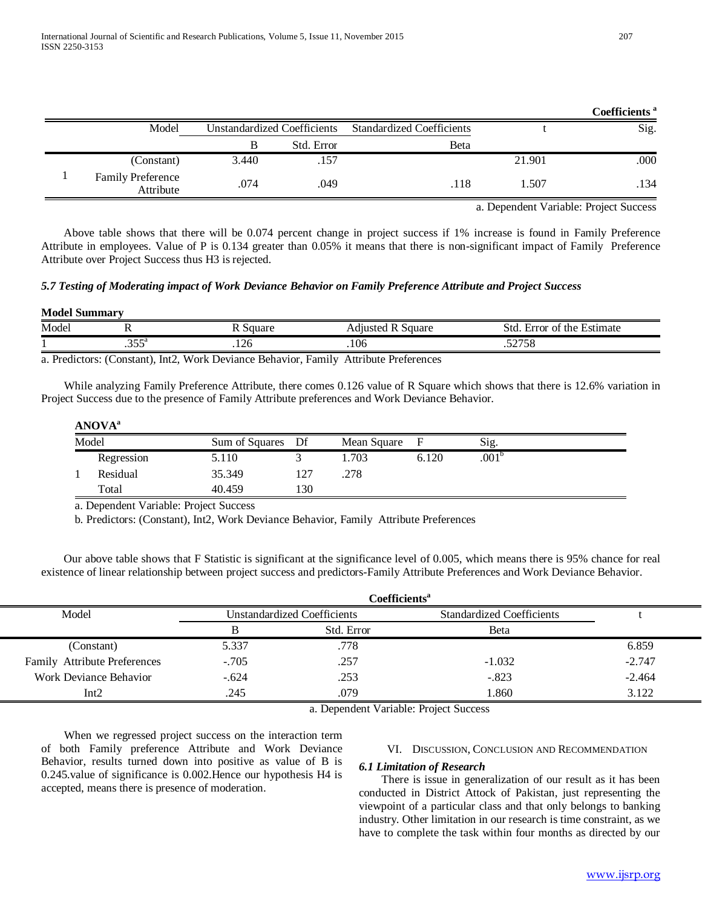**Coefficients [a]**

| Model | | Unstandardized Coefficients | | Standardized Coefficients | t | Sig. |
|---|---|---|---|---|---|---|
| | | B | Std. Error | Beta | | |
| 1 | (Constant) | 3.440 | .157 | | 21.901 | .000 |
| | Family Preference Attribute | .074 | .049 | .118 | 1.507 | .134 |

a. Dependent Variable: Project Success

Above table shows that there will be 0.074 percent change in project success if 1% increase is found in Family Preference Attribute in employees. Value of P is 0.134 greater than 0.05% it means that there is non-significant impact of Family Preference Attribute over Project Success thus H3 is rejected.

### *5.7 Testing of Moderating impact of Work Deviance Behavior on Family Preference Attribute and Project Success*

**Model Summary**

| Model | R | R Square | Adjusted R Square | Std. Error of the Estimate |
|---|---|---|---|---|
| 1 | .355[a] | .126 | .106 | .52758 |

a. Predictors: (Constant), Int2, Work Deviance Behavior, Family Attribute Preferences

While analyzing Family Preference Attribute, there comes 0.126 value of R Square which shows that there is 12.6% variation in Project Success due to the presence of Family Attribute preferences and Work Deviance Behavior.

**ANOVA[a]**

| Model | | Sum of Squares | Df | Mean Square | F | Sig. |
|---|---|---|---|---|---|---|
| 1 | Regression | 5.110 | 3 | 1.703 | 6.120 | .001[b] |
| | Residual | 35.349 | 127 | .278 | | |
| | Total | 40.459 | 130 | | | |

a. Dependent Variable: Project Success

b. Predictors: (Constant), Int2, Work Deviance Behavior, Family Attribute Preferences

Our above table shows that F Statistic is significant at the significance level of 0.005, which means there is 95% chance for real existence of linear relationship between project success and predictors-Family Attribute Preferences and Work Deviance Behavior.

**Coefficients[a]**

| Model | Unstandardized Coefficients | | Standardized Coefficients | t |
|---|---|---|---|---|
| | B | Std. Error | Beta | |
| (Constant) | 5.337 | .778 | | 6.859 |
| Family Attribute Preferences | -.705 | .257 | -1.032 | -2.747 |
| Work Deviance Behavior | -.624 | .253 | -.823 | -2.464 |
| Int2 | .245 | .079 | 1.860 | 3.122 |

a. Dependent Variable: Project Success

When we regressed project success on the interaction term of both Family preference Attribute and Work Deviance Behavior, results turned down into positive as value of B is 0.245.value of significance is 0.002.Hence our hypothesis H4 is accepted, means there is presence of moderation.

## VI. Discussion, Conclusion and Recommendation

### *6.1 Limitation of Research*

There is issue in generalization of our result as it has been conducted in District Attock of Pakistan, just representing the viewpoint of a particular class and that only belongs to banking industry. Other limitation in our research is time constraint, as we have to complete the task within four months as directed by our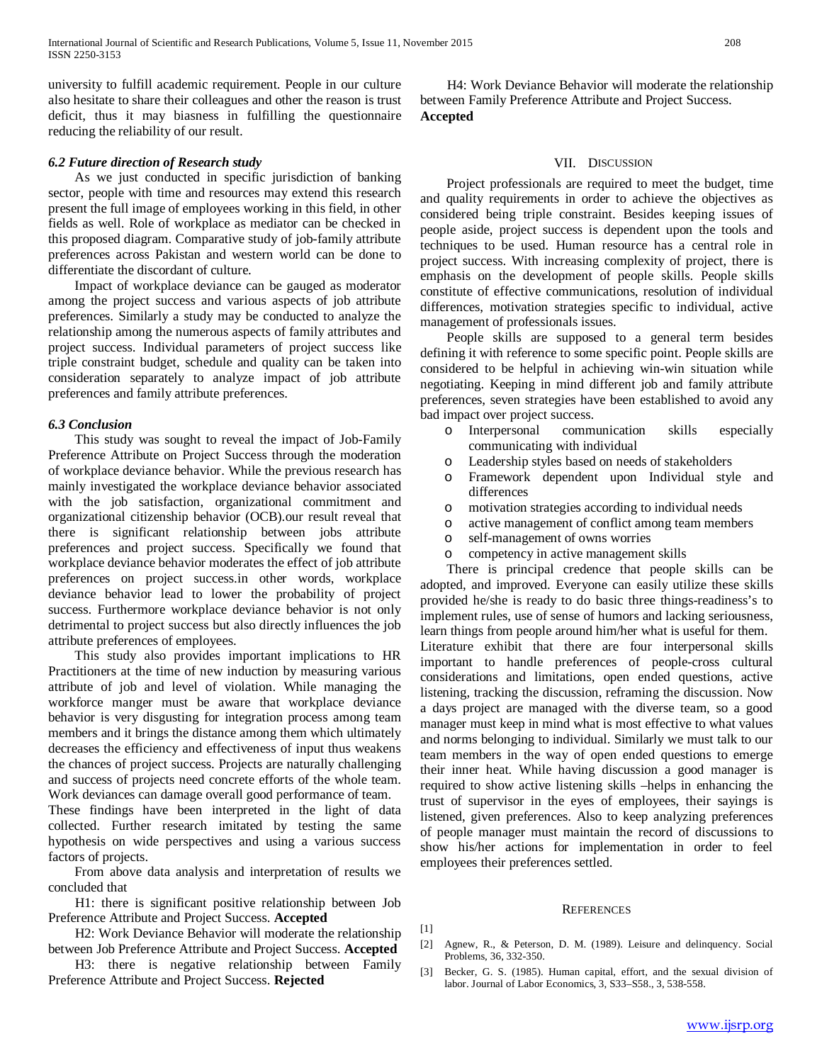university to fulfill academic requirement. People in our culture also hesitate to share their colleagues and other the reason is trust deficit, thus it may biasness in fulfilling the questionnaire reducing the reliability of our result.

### *6.2 Future direction of Research study*

As we just conducted in specific jurisdiction of banking sector, people with time and resources may extend this research present the full image of employees working in this field, in other fields as well. Role of workplace as mediator can be checked in this proposed diagram. Comparative study of job-family attribute preferences across Pakistan and western world can be done to differentiate the discordant of culture.

Impact of workplace deviance can be gauged as moderator among the project success and various aspects of job attribute preferences. Similarly a study may be conducted to analyze the relationship among the numerous aspects of family attributes and project success. Individual parameters of project success like triple constraint budget, schedule and quality can be taken into consideration separately to analyze impact of job attribute preferences and family attribute preferences.

### *6.3 Conclusion*

This study was sought to reveal the impact of Job-Family Preference Attribute on Project Success through the moderation of workplace deviance behavior. While the previous research has mainly investigated the workplace deviance behavior associated with the job satisfaction, organizational commitment and organizational citizenship behavior (OCB).our result reveal that there is significant relationship between jobs attribute preferences and project success. Specifically we found that workplace deviance behavior moderates the effect of job attribute preferences on project success.in other words, workplace deviance behavior lead to lower the probability of project success. Furthermore workplace deviance behavior is not only detrimental to project success but also directly influences the job attribute preferences of employees.

This study also provides important implications to HR Practitioners at the time of new induction by measuring various attribute of job and level of violation. While managing the workforce manger must be aware that workplace deviance behavior is very disgusting for integration process among team members and it brings the distance among them which ultimately decreases the efficiency and effectiveness of input thus weakens the chances of project success. Projects are naturally challenging and success of projects need concrete efforts of the whole team. Work deviances can damage overall good performance of team.

These findings have been interpreted in the light of data collected. Further research imitated by testing the same hypothesis on wide perspectives and using a various success factors of projects.

From above data analysis and interpretation of results we concluded that

H1: there is significant positive relationship between Job Preference Attribute and Project Success. **Accepted**

H2: Work Deviance Behavior will moderate the relationship between Job Preference Attribute and Project Success. **Accepted**

H3: there is negative relationship between Family Preference Attribute and Project Success. **Rejected**

H4: Work Deviance Behavior will moderate the relationship between Family Preference Attribute and Project Success. **Accepted**

## VII. Discussion

Project professionals are required to meet the budget, time and quality requirements in order to achieve the objectives as considered being triple constraint. Besides keeping issues of people aside, project success is dependent upon the tools and techniques to be used. Human resource has a central role in project success. With increasing complexity of project, there is emphasis on the development of people skills. People skills constitute of effective communications, resolution of individual differences, motivation strategies specific to individual, active management of professionals issues.

People skills are supposed to a general term besides defining it with reference to some specific point. People skills are considered to be helpful in achieving win-win situation while negotiating. Keeping in mind different job and family attribute preferences, seven strategies have been established to avoid any bad impact over project success.

- Interpersonal communication skills especially communicating with individual
- Leadership styles based on needs of stakeholders
- Framework dependent upon Individual style and differences
- motivation strategies according to individual needs
- active management of conflict among team members
- self-management of owns worries
- competency in active management skills

There is principal credence that people skills can be adopted, and improved. Everyone can easily utilize these skills provided he/she is ready to do basic three things-readiness's to implement rules, use of sense of humors and lacking seriousness, learn things from people around him/her what is useful for them.

Literature exhibit that there are four interpersonal skills important to handle preferences of people-cross cultural considerations and limitations, open ended questions, active listening, tracking the discussion, reframing the discussion. Now a days project are managed with the diverse team, so a good manager must keep in mind what is most effective to what values and norms belonging to individual. Similarly we must talk to our team members in the way of open ended questions to emerge their inner heat. While having discussion a good manager is required to show active listening skills –helps in enhancing the trust of supervisor in the eyes of employees, their sayings is listened, given preferences. Also to keep analyzing preferences of people manager must maintain the record of discussions to show his/her actions for implementation in order to feel employees their preferences settled.

## References

[1]

[2] Agnew, R., & Peterson, D. M. (1989). Leisure and delinquency. Social Problems, 36, 332-350.

[3] Becker, G. S. (1985). Human capital, effort, and the sexual division of labor. Journal of Labor Economics, 3, S33–S58., 3, 538-558.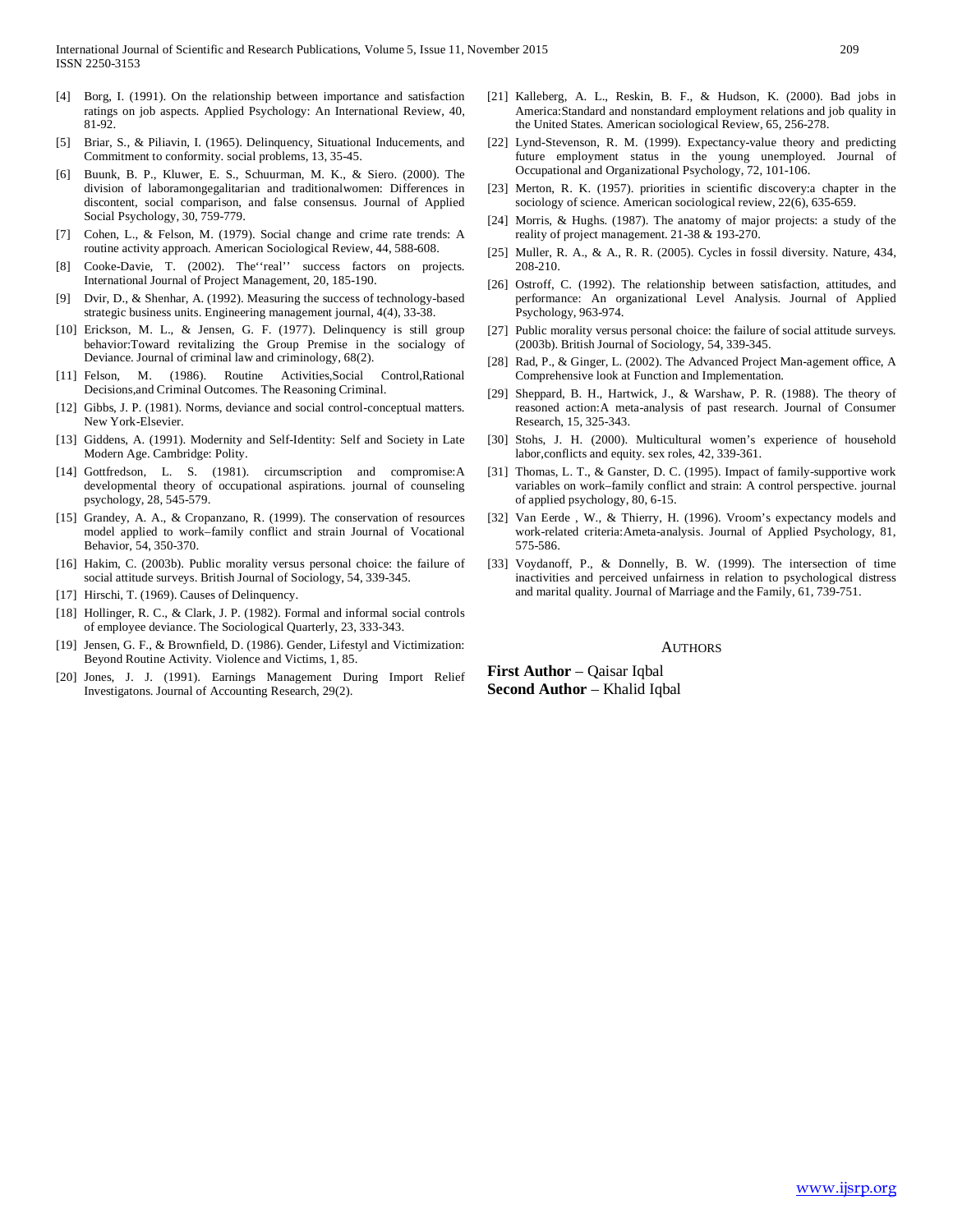[4] Borg, I. (1991). On the relationship between importance and satisfaction ratings on job aspects. Applied Psychology: An International Review, 40, 81-92.

[5] Briar, S., & Piliavin, I. (1965). Delinquency, Situational Inducements, and Commitment to conformity. social problems, 13, 35-45.

[6] Buunk, B. P., Kluwer, E. S., Schuurman, M. K., & Siero. (2000). The division of laboramongegalitarian and traditionalwomen: Differences in discontent, social comparison, and false consensus. Journal of Applied Social Psychology, 30, 759-779.

[7] Cohen, L., & Felson, M. (1979). Social change and crime rate trends: A routine activity approach. American Sociological Review, 44, 588-608.

[8] Cooke-Davie, T. (2002). The''real'' success factors on projects. International Journal of Project Management, 20, 185-190.

[9] Dvir, D., & Shenhar, A. (1992). Measuring the success of technology-based strategic business units. Engineering management journal, 4(4), 33-38.

[10] Erickson, M. L., & Jensen, G. F. (1977). Delinquency is still group behavior:Toward revitalizing the Group Premise in the socialogy of Deviance. Journal of criminal law and criminology, 68(2).

[11] Felson, M. (1986). Routine Activities,Social Control,Rational Decisions,and Criminal Outcomes. The Reasoning Criminal.

[12] Gibbs, J. P. (1981). Norms, deviance and social control-conceptual matters. New York-Elsevier.

[13] Giddens, A. (1991). Modernity and Self-Identity: Self and Society in Late Modern Age. Cambridge: Polity.

[14] Gottfredson, L. S. (1981). circumscription and compromise:A developmental theory of occupational aspirations. journal of counseling psychology, 28, 545-579.

[15] Grandey, A. A., & Cropanzano, R. (1999). The conservation of resources model applied to work–family conflict and strain Journal of Vocational Behavior, 54, 350-370.

[16] Hakim, C. (2003b). Public morality versus personal choice: the failure of social attitude surveys. British Journal of Sociology, 54, 339-345.

[17] Hirschi, T. (1969). Causes of Delinquency.

[18] Hollinger, R. C., & Clark, J. P. (1982). Formal and informal social controls of employee deviance. The Sociological Quarterly, 23, 333-343.

[19] Jensen, G. F., & Brownfield, D. (1986). Gender, Lifestyl and Victimization: Beyond Routine Activity. Violence and Victims, 1, 85.

[20] Jones, J. J. (1991). Earnings Management During Import Relief Investigatons. Journal of Accounting Research, 29(2).

[21] Kalleberg, A. L., Reskin, B. F., & Hudson, K. (2000). Bad jobs in America:Standard and nonstandard employment relations and job quality in the United States. American sociological Review, 65, 256-278.

[22] Lynd-Stevenson, R. M. (1999). Expectancy-value theory and predicting future employment status in the young unemployed. Journal of Occupational and Organizational Psychology, 72, 101-106.

[23] Merton, R. K. (1957). priorities in scientific discovery:a chapter in the sociology of science. American sociological review, 22(6), 635-659.

[24] Morris, & Hughs. (1987). The anatomy of major projects: a study of the reality of project management. 21-38 & 193-270.

[25] Muller, R. A., & A., R. R. (2005). Cycles in fossil diversity. Nature, 434, 208-210.

[26] Ostroff, C. (1992). The relationship between satisfaction, attitudes, and performance: An organizational Level Analysis. Journal of Applied Psychology, 963-974.

[27] Public morality versus personal choice: the failure of social attitude surveys. (2003b). British Journal of Sociology, 54, 339-345.

[28] Rad, P., & Ginger, L. (2002). The Advanced Project Man-agement office, A Comprehensive look at Function and Implementation.

[29] Sheppard, B. H., Hartwick, J., & Warshaw, P. R. (1988). The theory of reasoned action:A meta-analysis of past research. Journal of Consumer Research, 15, 325-343.

[30] Stohs, J. H. (2000). Multicultural women's experience of household labor,conflicts and equity. sex roles, 42, 339-361.

[31] Thomas, L. T., & Ganster, D. C. (1995). Impact of family-supportive work variables on work–family conflict and strain: A control perspective. journal of applied psychology, 80, 6-15.

[32] Van Eerde , W., & Thierry, H. (1996). Vroom's expectancy models and work-related criteria:Ameta-analysis. Journal of Applied Psychology, 81, 575-586.

[33] Voydanoff, P., & Donnelly, B. W. (1999). The intersection of time inactivities and perceived unfairness in relation to psychological distress and marital quality. Journal of Marriage and the Family, 61, 739-751.

## AUTHORS

**First Author** – Qaisar Iqbal
**Second Author** – Khalid Iqbal